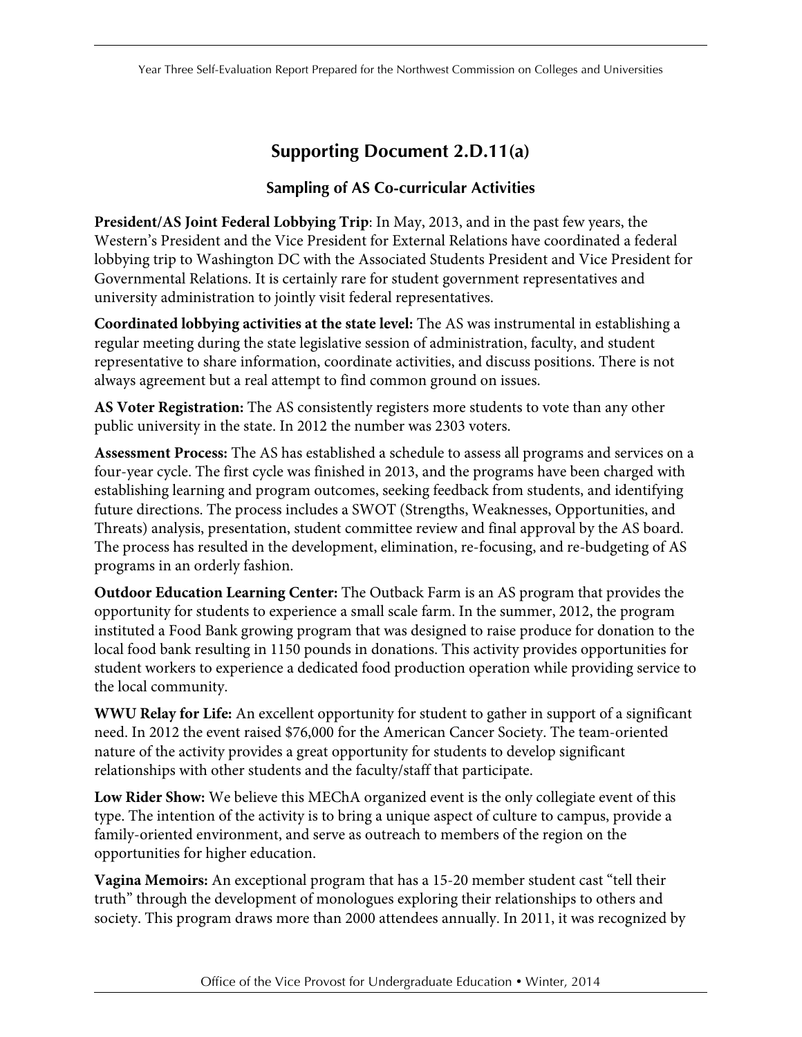# Supporting Document 2.D.11(a)

## Sampling of AS Co-curricular Activities

**President/AS Joint Federal Lobbying Trip**: In May, 2013, and in the past few years, the Western's President and the Vice President for External Relations have coordinated a federal lobbying trip to Washington DC with the Associated Students President and Vice President for Governmental Relations. It is certainly rare for student government representatives and university administration to jointly visit federal representatives.

**Coordinated lobbying activities at the state level:** The AS was instrumental in establishing a regular meeting during the state legislative session of administration, faculty, and student representative to share information, coordinate activities, and discuss positions. There is not always agreement but a real attempt to find common ground on issues.

**AS Voter Registration:** The AS consistently registers more students to vote than any other public university in the state. In 2012 the number was 2303 voters.

**Assessment Process:** The AS has established a schedule to assess all programs and services on a four-year cycle. The first cycle was finished in 2013, and the programs have been charged with establishing learning and program outcomes, seeking feedback from students, and identifying future directions. The process includes a SWOT (Strengths, Weaknesses, Opportunities, and Threats) analysis, presentation, student committee review and final approval by the AS board. The process has resulted in the development, elimination, re-focusing, and re-budgeting of AS programs in an orderly fashion.

**Outdoor Education Learning Center:** The Outback Farm is an AS program that provides the opportunity for students to experience a small scale farm. In the summer, 2012, the program instituted a Food Bank growing program that was designed to raise produce for donation to the local food bank resulting in 1150 pounds in donations. This activity provides opportunities for student workers to experience a dedicated food production operation while providing service to the local community.

**WWU Relay for Life:** An excellent opportunity for student to gather in support of a significant need. In 2012 the event raised $76,000 for the American Cancer Society. The team-oriented nature of the activity provides a great opportunity for students to develop significant relationships with other students and the faculty/staff that participate.

**Low Rider Show:** We believe this MEChA organized event is the only collegiate event of this type. The intention of the activity is to bring a unique aspect of culture to campus, provide a family-oriented environment, and serve as outreach to members of the region on the opportunities for higher education.

**Vagina Memoirs:** An exceptional program that has a 15-20 member student cast "tell their truth" through the development of monologues exploring their relationships to others and society. This program draws more than 2000 attendees annually. In 2011, it was recognized by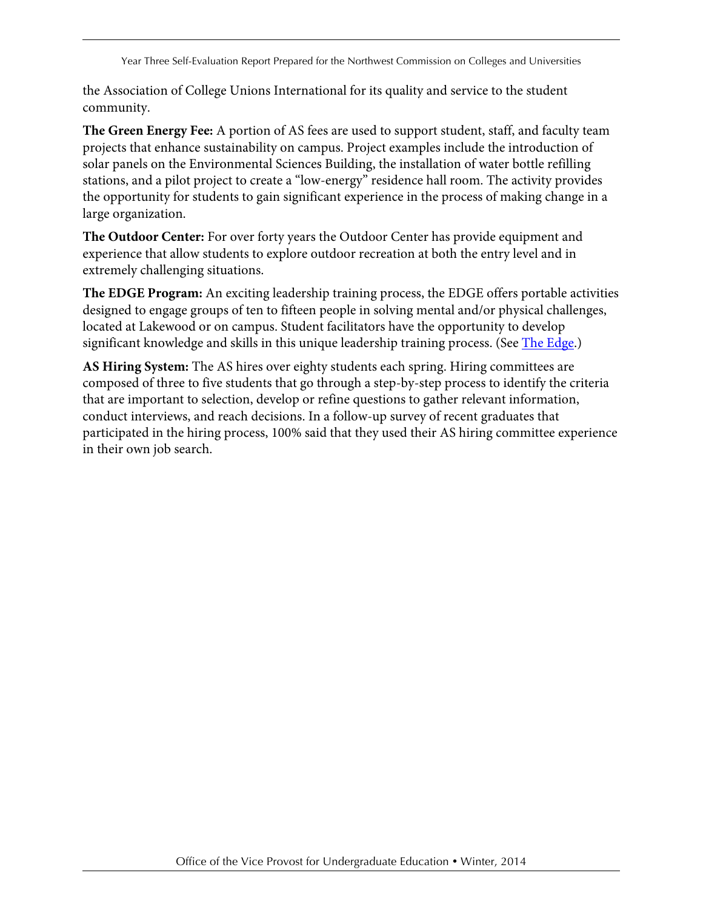the Association of College Unions International for its quality and service to the student community.

**The Green Energy Fee:** A portion of AS fees are used to support student, staff, and faculty team projects that enhance sustainability on campus. Project examples include the introduction of solar panels on the Environmental Sciences Building, the installation of water bottle refilling stations, and a pilot project to create a "low-energy" residence hall room. The activity provides the opportunity for students to gain significant experience in the process of making change in a large organization.

**The Outdoor Center:** For over forty years the Outdoor Center has provide equipment and experience that allow students to explore outdoor recreation at both the entry level and in extremely challenging situations.

**The EDGE Program:** An exciting leadership training process, the EDGE offers portable activities designed to engage groups of ten to fifteen people in solving mental and/or physical challenges, located at Lakewood or on campus. Student facilitators have the opportunity to develop significant knowledge and skills in this unique leadership training process. (See The Edge.)

**AS Hiring System:** The AS hires over eighty students each spring. Hiring committees are composed of three to five students that go through a step-by-step process to identify the criteria that are important to selection, develop or refine questions to gather relevant information, conduct interviews, and reach decisions. In a follow-up survey of recent graduates that participated in the hiring process, 100% said that they used their AS hiring committee experience in their own job search.